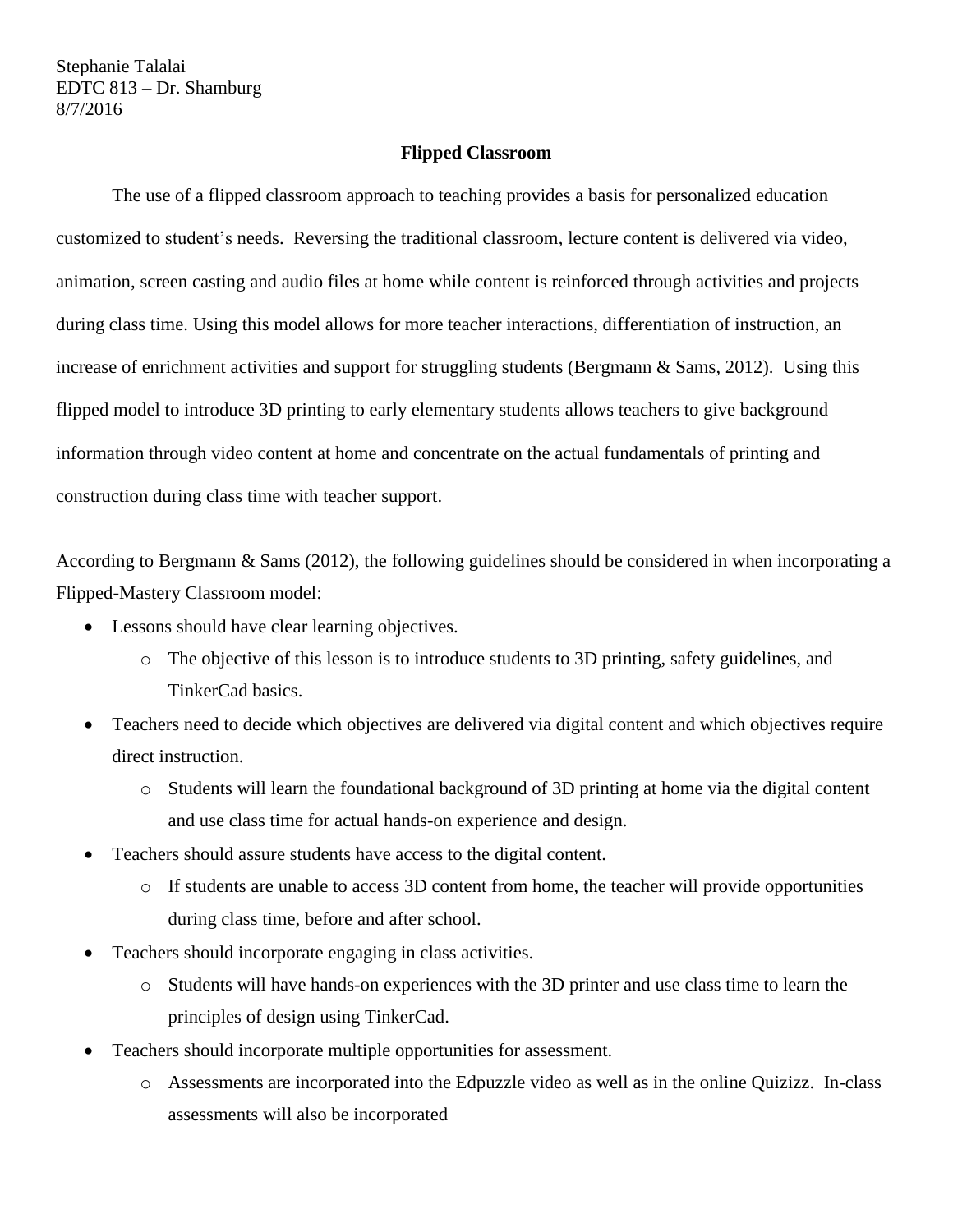Stephanie Talalai
EDTC 813 – Dr. Shamburg
8/7/2016

## Flipped Classroom

The use of a flipped classroom approach to teaching provides a basis for personalized education customized to student's needs. Reversing the traditional classroom, lecture content is delivered via video, animation, screen casting and audio files at home while content is reinforced through activities and projects during class time. Using this model allows for more teacher interactions, differentiation of instruction, an increase of enrichment activities and support for struggling students (Bergmann & Sams, 2012). Using this flipped model to introduce 3D printing to early elementary students allows teachers to give background information through video content at home and concentrate on the actual fundamentals of printing and construction during class time with teacher support.

According to Bergmann & Sams (2012), the following guidelines should be considered in when incorporating a Flipped-Mastery Classroom model:

- Lessons should have clear learning objectives.
    - The objective of this lesson is to introduce students to 3D printing, safety guidelines, and TinkerCad basics.
- Teachers need to decide which objectives are delivered via digital content and which objectives require direct instruction.
    - Students will learn the foundational background of 3D printing at home via the digital content and use class time for actual hands-on experience and design.
- Teachers should assure students have access to the digital content.
    - If students are unable to access 3D content from home, the teacher will provide opportunities during class time, before and after school.
- Teachers should incorporate engaging in class activities.
    - Students will have hands-on experiences with the 3D printer and use class time to learn the principles of design using TinkerCad.
- Teachers should incorporate multiple opportunities for assessment.
    - Assessments are incorporated into the Edpuzzle video as well as in the online Quizizz. In-class assessments will also be incorporated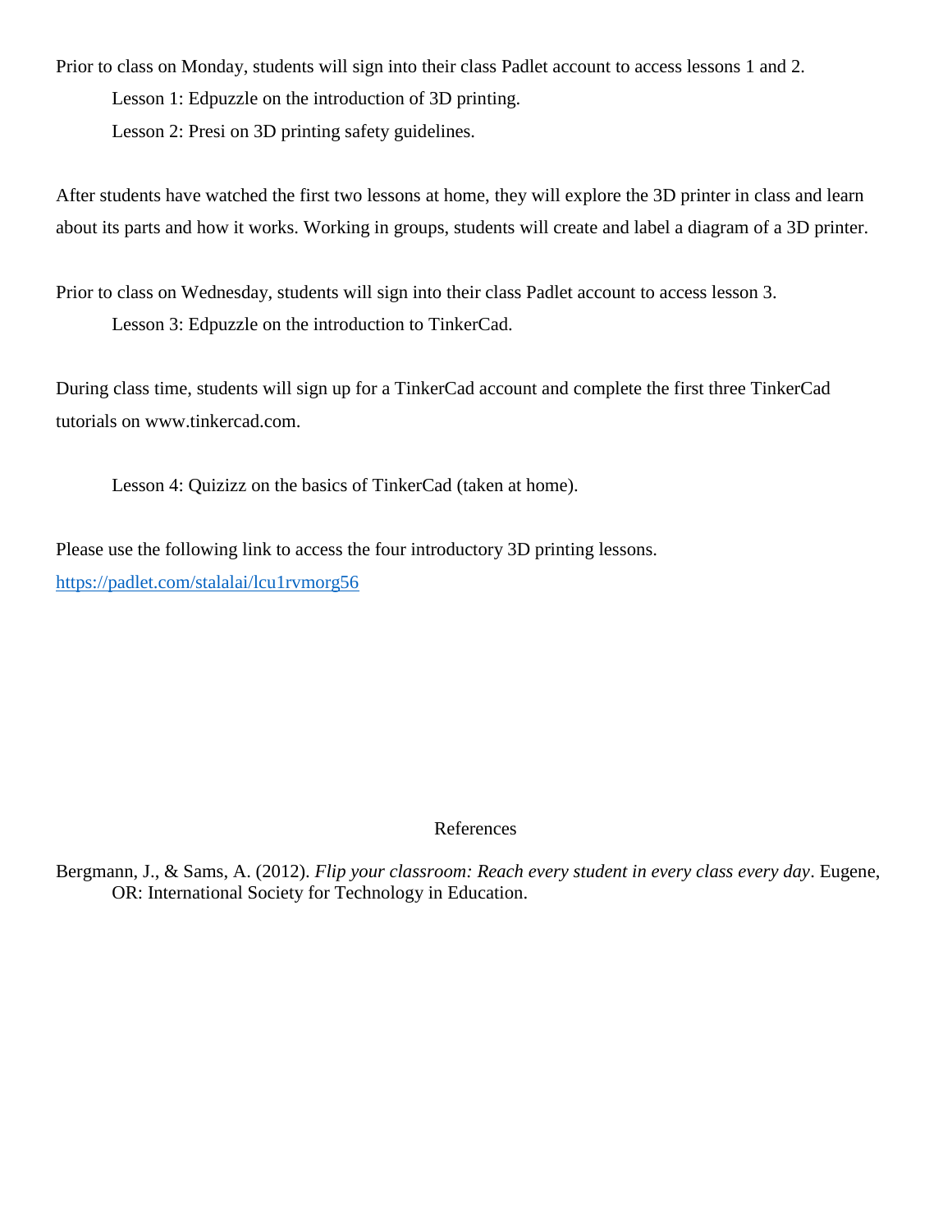Prior to class on Monday, students will sign into their class Padlet account to access lessons 1 and 2.

Lesson 1: Edpuzzle on the introduction of 3D printing.

Lesson 2: Presi on 3D printing safety guidelines.

After students have watched the first two lessons at home, they will explore the 3D printer in class and learn about its parts and how it works. Working in groups, students will create and label a diagram of a 3D printer.

Prior to class on Wednesday, students will sign into their class Padlet account to access lesson 3.

Lesson 3: Edpuzzle on the introduction to TinkerCad.

During class time, students will sign up for a TinkerCad account and complete the first three TinkerCad tutorials on www.tinkercad.com.

Lesson 4: Quizizz on the basics of TinkerCad (taken at home).

Please use the following link to access the four introductory 3D printing lessons.
https://padlet.com/stalalai/lcu1rvmorg56

## References

Bergmann, J., & Sams, A. (2012). *Flip your classroom: Reach every student in every class every day*. Eugene, OR: International Society for Technology in Education.